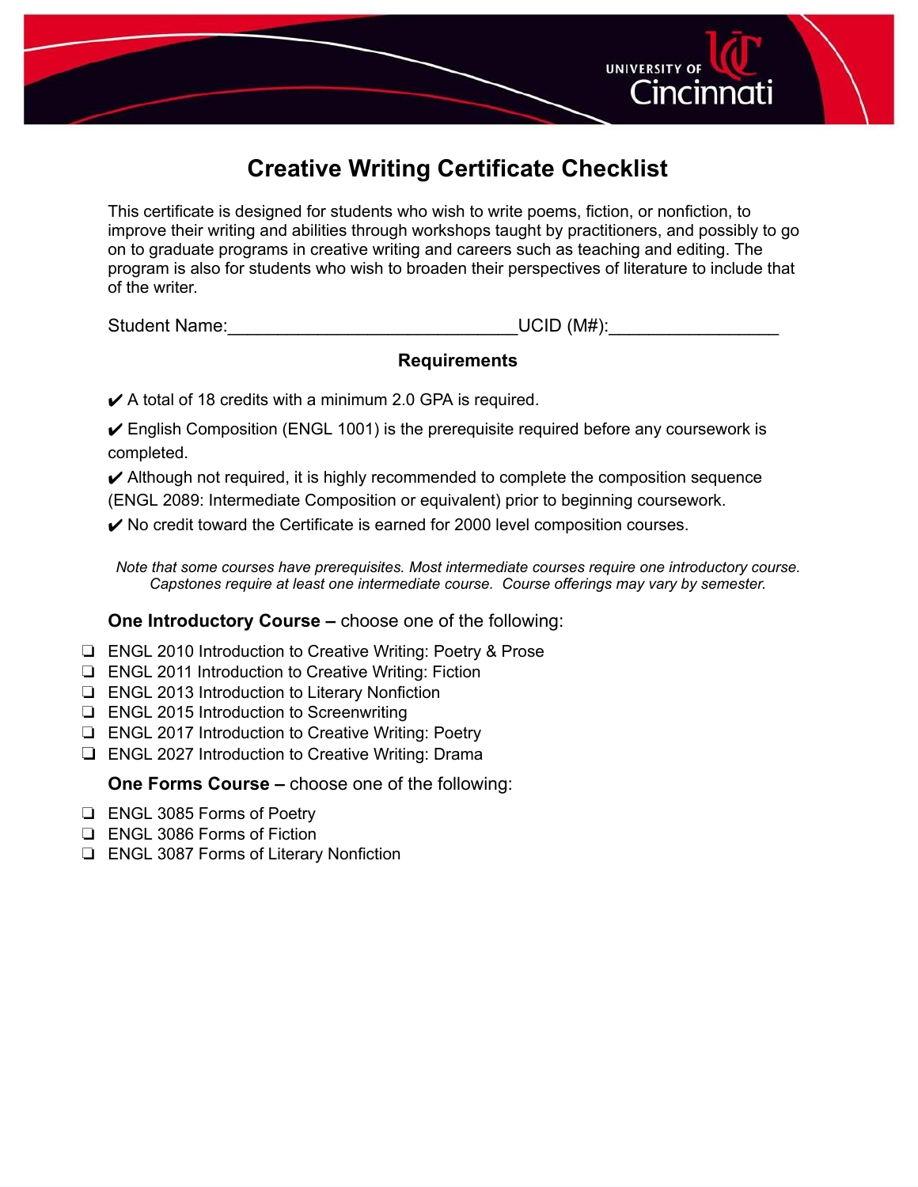# Creative Writing Certificate Checklist

This certificate is designed for students who wish to write poems, fiction, or nonfiction, to improve their writing and abilities through workshops taught by practitioners, and possibly to go on to graduate programs in creative writing and careers such as teaching and editing. The program is also for students who wish to broaden their perspectives of literature to include that of the writer.

Student Name:_____________________________UCID (M#):_________________

## Requirements

✔ A total of 18 credits with a minimum 2.0 GPA is required.

✔ English Composition (ENGL 1001) is the prerequisite required before any coursework is completed.

✔ Although not required, it is highly recommended to complete the composition sequence (ENGL 2089: Intermediate Composition or equivalent) prior to beginning coursework.

✔ No credit toward the Certificate is earned for 2000 level composition courses.

*Note that some courses have prerequisites. Most intermediate courses require one introductory course. Capstones require at least one intermediate course. Course offerings may vary by semester.*

**One Introductory Course –** choose one of the following:

- ❏ ENGL 2010 Introduction to Creative Writing: Poetry & Prose
- ❏ ENGL 2011 Introduction to Creative Writing: Fiction
- ❏ ENGL 2013 Introduction to Literary Nonfiction
- ❏ ENGL 2015 Introduction to Screenwriting
- ❏ ENGL 2017 Introduction to Creative Writing: Poetry
- ❏ ENGL 2027 Introduction to Creative Writing: Drama

**One Forms Course –** choose one of the following:

- ❏ ENGL 3085 Forms of Poetry
- ❏ ENGL 3086 Forms of Fiction
- ❏ ENGL 3087 Forms of Literary Nonfiction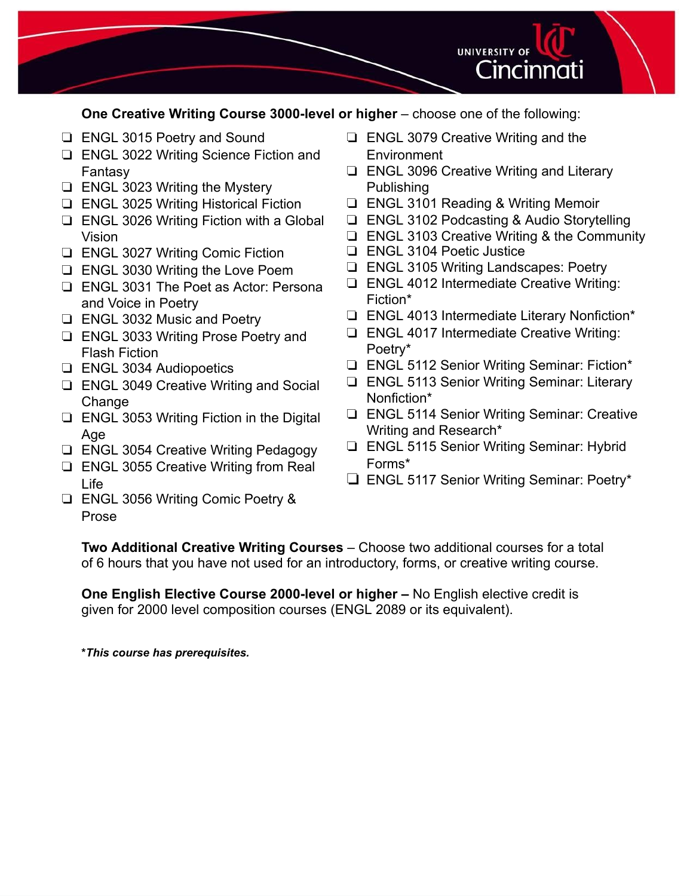**One Creative Writing Course 3000-level or higher** – choose one of the following:

- ❑ ENGL 3015 Poetry and Sound
- ❑ ENGL 3022 Writing Science Fiction and Fantasy
- ❑ ENGL 3023 Writing the Mystery
- ❑ ENGL 3025 Writing Historical Fiction
- ❑ ENGL 3026 Writing Fiction with a Global Vision
- ❑ ENGL 3027 Writing Comic Fiction
- ❑ ENGL 3030 Writing the Love Poem
- ❑ ENGL 3031 The Poet as Actor: Persona and Voice in Poetry
- ❑ ENGL 3032 Music and Poetry
- ❑ ENGL 3033 Writing Prose Poetry and Flash Fiction
- ❑ ENGL 3034 Audiopoetics
- ❑ ENGL 3049 Creative Writing and Social Change
- ❑ ENGL 3053 Writing Fiction in the Digital Age
- ❑ ENGL 3054 Creative Writing Pedagogy
- ❑ ENGL 3055 Creative Writing from Real Life
- ❑ ENGL 3056 Writing Comic Poetry & Prose
- ❑ ENGL 3079 Creative Writing and the Environment
- ❑ ENGL 3096 Creative Writing and Literary Publishing
- ❑ ENGL 3101 Reading & Writing Memoir
- ❑ ENGL 3102 Podcasting & Audio Storytelling
- ❑ ENGL 3103 Creative Writing & the Community
- ❑ ENGL 3104 Poetic Justice
- ❑ ENGL 3105 Writing Landscapes: Poetry
- ❑ ENGL 4012 Intermediate Creative Writing: Fiction*
- ❑ ENGL 4013 Intermediate Literary Nonfiction*
- ❑ ENGL 4017 Intermediate Creative Writing: Poetry*
- ❑ ENGL 5112 Senior Writing Seminar: Fiction*
- ❑ ENGL 5113 Senior Writing Seminar: Literary Nonfiction*
- ❑ ENGL 5114 Senior Writing Seminar: Creative Writing and Research*
- ❑ ENGL 5115 Senior Writing Seminar: Hybrid Forms*
- ❑ ENGL 5117 Senior Writing Seminar: Poetry*

**Two Additional Creative Writing Courses** – Choose two additional courses for a total of 6 hours that you have not used for an introductory, forms, or creative writing course.

**One English Elective Course 2000-level or higher –** No English elective credit is given for 2000 level composition courses (ENGL 2089 or its equivalent).

***This course has prerequisites.***